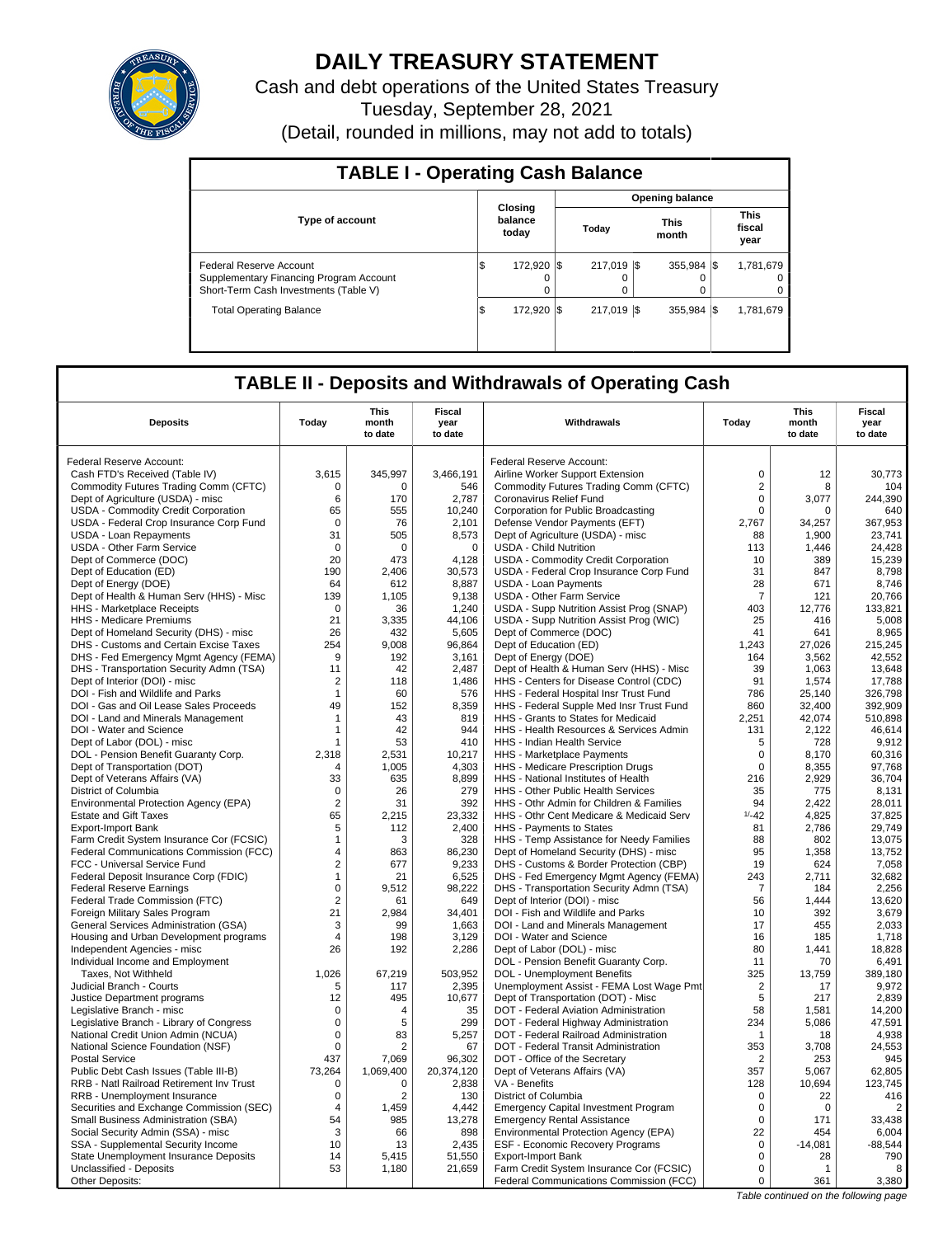# DAILY TREASURY STATEMENT

Cash and debt operations of the United States Treasury

Tuesday, September 28, 2021

(Detail, rounded in millions, may not add to totals)

## TABLE I - Operating Cash Balance

| Type of account | Closing balance today | Opening balance | | |
|---|---|---|---|---|
| | | Today | This month | This fiscal year |
| Federal Reserve Account | $ 172,920 | $ 217,019 | $ 355,984 | $ 1,781,679 |
| Supplementary Financing Program Account | 0 | 0 | 0 | 0 |
| Short-Term Cash Investments (Table V) | 0 | 0 | 0 | 0 |
| Total Operating Balance | $ 172,920 | $ 217,019 | $ 355,984 | $ 1,781,679 |

## TABLE II - Deposits and Withdrawals of Operating Cash

| Deposits | Today | This month to date | Fiscal year to date | Withdrawals | Today | This month to date | Fiscal year to date |
|---|---|---|---|---|---|---|---|
| Federal Reserve Account: | | | | Federal Reserve Account: | | | |
| Cash FTD's Received (Table IV) | 3,615 | 345,997 | 3,466,191 | Airline Worker Support Extension | 0 | 12 | 30,773 |
| Commodity Futures Trading Comm (CFTC) | 0 | 0 | 546 | Commodity Futures Trading Comm (CFTC) | 2 | 8 | 104 |
| Dept of Agriculture (USDA) - misc | 6 | 170 | 2,787 | Coronavirus Relief Fund | 0 | 3,077 | 244,390 |
| USDA - Commodity Credit Corporation | 65 | 555 | 10,240 | Corporation for Public Broadcasting | 0 | 0 | 640 |
| USDA - Federal Crop Insurance Corp Fund | 0 | 76 | 2,101 | Defense Vendor Payments (EFT) | 2,767 | 34,257 | 367,953 |
| USDA - Loan Repayments | 31 | 505 | 8,573 | Dept of Agriculture (USDA) - misc | 88 | 1,900 | 23,741 |
| USDA - Other Farm Service | 0 | 0 | 0 | USDA - Child Nutrition | 113 | 1,446 | 24,428 |
| Dept of Commerce (DOC) | 20 | 473 | 4,128 | USDA - Commodity Credit Corporation | 10 | 389 | 15,239 |
| Dept of Education (ED) | 190 | 2,406 | 30,573 | USDA - Federal Crop Insurance Corp Fund | 31 | 847 | 8,798 |
| Dept of Energy (DOE) | 64 | 612 | 8,887 | USDA - Loan Payments | 28 | 671 | 8,746 |
| Dept of Health & Human Serv (HHS) - Misc | 139 | 1,105 | 9,138 | USDA - Other Farm Service | 7 | 121 | 20,766 |
| HHS - Marketplace Receipts | 0 | 36 | 1,240 | USDA - Supp Nutrition Assist Prog (SNAP) | 403 | 12,776 | 133,821 |
| HHS - Medicare Premiums | 21 | 3,335 | 44,106 | USDA - Supp Nutrition Assist Prog (WIC) | 25 | 416 | 5,008 |
| Dept of Homeland Security (DHS) - misc | 26 | 432 | 5,605 | Dept of Commerce (DOC) | 41 | 641 | 8,965 |
| DHS - Customs and Certain Excise Taxes | 254 | 9,008 | 96,864 | Dept of Education (ED) | 1,243 | 27,026 | 215,245 |
| DHS - Fed Emergency Mgmt Agency (FEMA) | 9 | 192 | 3,161 | Dept of Energy (DOE) | 164 | 3,562 | 42,552 |
| DHS - Transportation Security Admn (TSA) | 11 | 42 | 2,487 | Dept of Health & Human Serv (HHS) - Misc | 39 | 1,063 | 13,648 |
| Dept of Interior (DOI) - misc | 2 | 118 | 1,486 | HHS - Centers for Disease Control (CDC) | 91 | 1,574 | 17,788 |
| DOI - Fish and Wildlife and Parks | 1 | 60 | 576 | HHS - Federal Hospital Insr Trust Fund | 786 | 25,140 | 326,798 |
| DOI - Gas and Oil Lease Sales Proceeds | 49 | 152 | 8,359 | HHS - Federal Supple Med Insr Trust Fund | 860 | 32,400 | 392,909 |
| DOI - Land and Minerals Management | 1 | 43 | 819 | HHS - Grants to States for Medicaid | 2,251 | 42,074 | 510,898 |
| DOI - Water and Science | 1 | 42 | 944 | HHS - Health Resources & Services Admin | 131 | 2,122 | 46,614 |
| Dept of Labor (DOL) - misc | 1 | 53 | 410 | HHS - Indian Health Service | 5 | 728 | 9,912 |
| DOL - Pension Benefit Guaranty Corp. | 2,318 | 2,531 | 10,217 | HHS - Marketplace Payments | 0 | 8,170 | 60,316 |
| Dept of Transportation (DOT) | 4 | 1,005 | 4,303 | HHS - Medicare Prescription Drugs | 0 | 8,355 | 97,768 |
| Dept of Veterans Affairs (VA) | 33 | 635 | 8,899 | HHS - National Institutes of Health | 216 | 2,929 | 36,704 |
| District of Columbia | 0 | 26 | 279 | HHS - Other Public Health Services | 35 | 775 | 8,131 |
| Environmental Protection Agency (EPA) | 2 | 31 | 392 | HHS - Othr Admin for Children & Families | 94 | 2,422 | 28,011 |
| Estate and Gift Taxes | 65 | 2,215 | 23,332 | HHS - Othr Cent Medicare & Medicaid Serv | 1/-42 | 4,825 | 37,825 |
| Export-Import Bank | 5 | 112 | 2,400 | HHS - Payments to States | 81 | 2,786 | 29,749 |
| Farm Credit System Insurance Cor (FCSIC) | 1 | 3 | 328 | HHS - Temp Assistance for Needy Families | 88 | 802 | 13,075 |
| Federal Communications Commission (FCC) | 4 | 863 | 86,230 | Dept of Homeland Security (DHS) - misc | 95 | 1,358 | 13,752 |
| FCC - Universal Service Fund | 2 | 677 | 9,233 | DHS - Customs & Border Protection (CBP) | 19 | 624 | 7,058 |
| Federal Deposit Insurance Corp (FDIC) | 1 | 21 | 6,525 | DHS - Fed Emergency Mgmt Agency (FEMA) | 243 | 2,711 | 32,682 |
| Federal Reserve Earnings | 0 | 9,512 | 98,222 | DHS - Transportation Security Admn (TSA) | 7 | 184 | 2,256 |
| Federal Trade Commission (FTC) | 2 | 61 | 649 | Dept of Interior (DOI) - misc | 56 | 1,444 | 13,620 |
| Foreign Military Sales Program | 21 | 2,984 | 34,401 | DOI - Fish and Wildlife and Parks | 10 | 392 | 3,679 |
| General Services Administration (GSA) | 3 | 99 | 1,663 | DOI - Land and Minerals Management | 17 | 455 | 2,033 |
| Housing and Urban Development programs | 4 | 198 | 3,129 | DOI - Water and Science | 16 | 185 | 1,718 |
| Independent Agencies - misc | 26 | 192 | 2,286 | Dept of Labor (DOL) - misc | 80 | 1,441 | 18,828 |
| Individual Income and Employment | | | | DOL - Pension Benefit Guaranty Corp. | 11 | 70 | 6,491 |
| Taxes, Not Withheld | 1,026 | 67,219 | 503,952 | DOL - Unemployment Benefits | 325 | 13,759 | 389,180 |
| Judicial Branch - Courts | 5 | 117 | 2,395 | Unemployment Assist - FEMA Lost Wage Pmt | 2 | 17 | 9,972 |
| Justice Department programs | 12 | 495 | 10,677 | Dept of Transportation (DOT) - Misc | 5 | 217 | 2,839 |
| Legislative Branch - misc | 0 | 4 | 35 | DOT - Federal Aviation Administration | 58 | 1,581 | 14,200 |
| Legislative Branch - Library of Congress | 0 | 5 | 299 | DOT - Federal Highway Administration | 234 | 5,086 | 47,591 |
| National Credit Union Admin (NCUA) | 0 | 83 | 5,257 | DOT - Federal Railroad Administration | 1 | 18 | 4,938 |
| National Science Foundation (NSF) | 0 | 2 | 67 | DOT - Federal Transit Administration | 353 | 3,708 | 24,553 |
| Postal Service | 437 | 7,069 | 96,302 | DOT - Office of the Secretary | 2 | 253 | 945 |
| Public Debt Cash Issues (Table III-B) | 73,264 | 1,069,400 | 20,374,120 | Dept of Veterans Affairs (VA) | 357 | 5,067 | 62,805 |
| RRB - Natl Railroad Retirement Inv Trust | 0 | 0 | 2,838 | VA - Benefits | 128 | 10,694 | 123,745 |
| RRB - Unemployment Insurance | 0 | 2 | 130 | District of Columbia | 0 | 22 | 416 |
| Securities and Exchange Commission (SEC) | 4 | 1,459 | 4,442 | Emergency Capital Investment Program | 0 | 0 | 2 |
| Small Business Administration (SBA) | 54 | 985 | 13,278 | Emergency Rental Assistance | 0 | 171 | 33,438 |
| Social Security Admin (SSA) - misc | 3 | 66 | 898 | Environmental Protection Agency (EPA) | 22 | 454 | 6,004 |
| SSA - Supplemental Security Income | 10 | 13 | 2,435 | ESF - Economic Recovery Programs | 0 | -14,081 | -88,544 |
| State Unemployment Insurance Deposits | 14 | 5,415 | 51,550 | Export-Import Bank | 0 | 28 | 790 |
| Unclassified - Deposits | 53 | 1,180 | 21,659 | Farm Credit System Insurance Cor (FCSIC) | 0 | 1 | 8 |
| Other Deposits: | | | | Federal Communications Commission (FCC) | 0 | 361 | 3,380 |

*Table continued on the following page*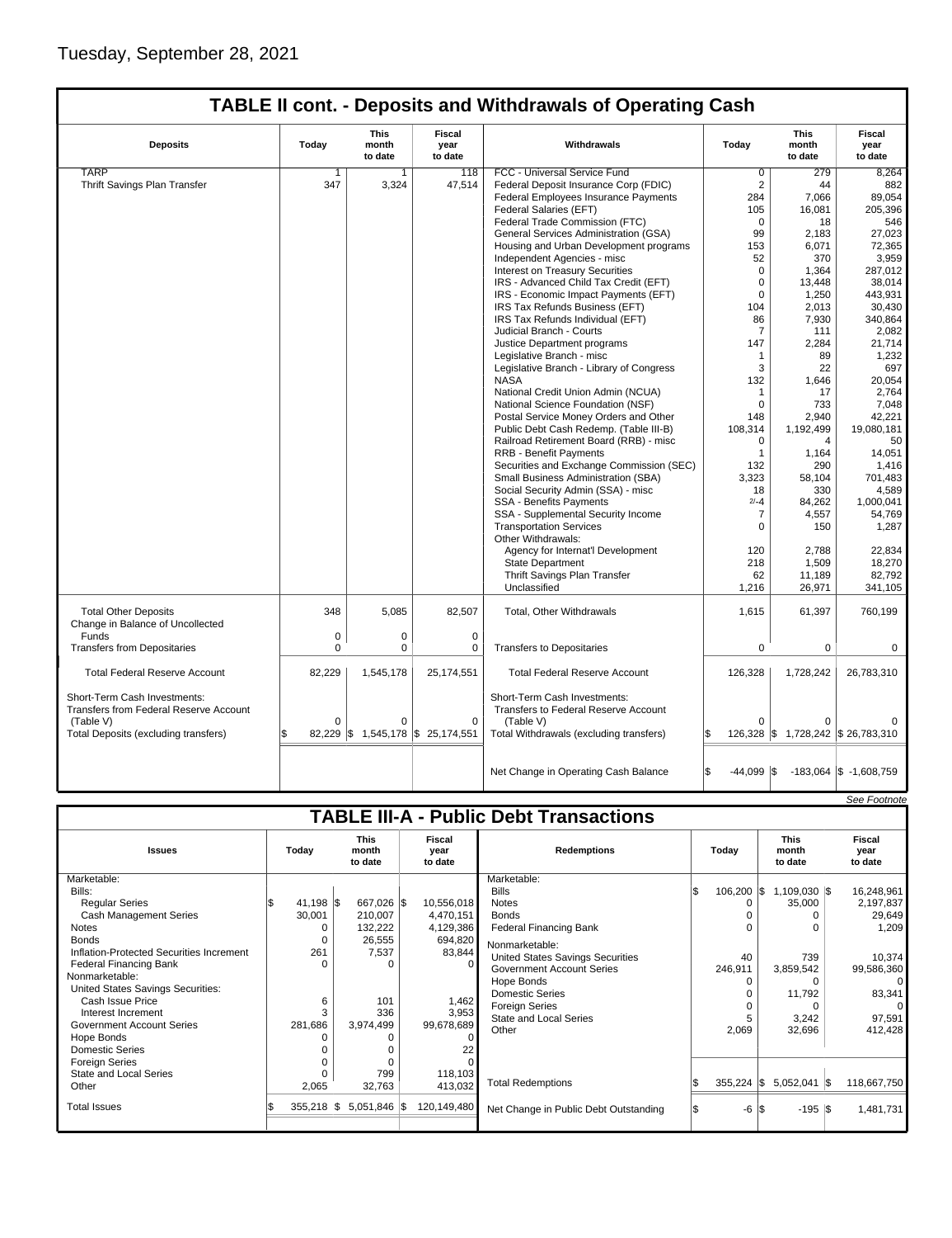Tuesday, September 28, 2021

## TABLE II cont. - Deposits and Withdrawals of Operating Cash

| Deposits | Today | This month to date | Fiscal year to date | Withdrawals | Today | This month to date | Fiscal year to date |
|---|---|---|---|---|---|---|---|
| TARP | 1 | 1 | 118 | FCC - Universal Service Fund | 0 | 279 | 8,264 |
| Thrift Savings Plan Transfer | 347 | 3,324 | 47,514 | Federal Deposit Insurance Corp (FDIC) | 2 | 44 | 882 |
| | | | | Federal Employees Insurance Payments | 284 | 7,066 | 89,054 |
| | | | | Federal Salaries (EFT) | 105 | 16,081 | 205,396 |
| | | | | Federal Trade Commission (FTC) | 0 | 18 | 546 |
| | | | | General Services Administration (GSA) | 99 | 2,183 | 27,023 |
| | | | | Housing and Urban Development programs | 153 | 6,071 | 72,365 |
| | | | | Independent Agencies - misc | 52 | 370 | 3,959 |
| | | | | Interest on Treasury Securities | 0 | 1,364 | 287,012 |
| | | | | IRS - Advanced Child Tax Credit (EFT) | 0 | 13,448 | 38,014 |
| | | | | IRS - Economic Impact Payments (EFT) | 0 | 1,250 | 443,931 |
| | | | | IRS Tax Refunds Business (EFT) | 104 | 2,013 | 30,430 |
| | | | | IRS Tax Refunds Individual (EFT) | 86 | 7,930 | 340,864 |
| | | | | Judicial Branch - Courts | 7 | 111 | 2,082 |
| | | | | Justice Department programs | 147 | 2,284 | 21,714 |
| | | | | Legislative Branch - misc | 1 | 89 | 1,232 |
| | | | | Legislative Branch - Library of Congress | 3 | 22 | 697 |
| | | | | NASA | 132 | 1,646 | 20,054 |
| | | | | National Credit Union Admin (NCUA) | 1 | 17 | 2,764 |
| | | | | National Science Foundation (NSF) | 0 | 733 | 7,048 |
| | | | | Postal Service Money Orders and Other | 148 | 2,940 | 42,221 |
| | | | | Public Debt Cash Redemp. (Table III-B) | 108,314 | 1,192,499 | 19,080,181 |
| | | | | Railroad Retirement Board (RRB) - misc | 0 | 4 | 50 |
| | | | | RRB - Benefit Payments | 1 | 1,164 | 14,051 |
| | | | | Securities and Exchange Commission (SEC) | 132 | 290 | 1,416 |
| | | | | Small Business Administration (SBA) | 3,323 | 58,104 | 701,483 |
| | | | | Social Security Admin (SSA) - misc | 18 | 330 | 4,589 |
| | | | | SSA - Benefits Payments | 2/-4 | 84,262 | 1,000,041 |
| | | | | SSA - Supplemental Security Income | 7 | 4,557 | 54,769 |
| | | | | Transportation Services | 0 | 150 | 1,287 |
| | | | | Other Withdrawals: | | | |
| | | | | Agency for Internat'l Development | 120 | 2,788 | 22,834 |
| | | | | State Department | 218 | 1,509 | 18,270 |
| | | | | Thrift Savings Plan Transfer | 62 | 11,189 | 82,792 |
| | | | | Unclassified | 1,216 | 26,971 | 341,105 |
| Total Other Deposits | 348 | 5,085 | 82,507 | Total, Other Withdrawals | 1,615 | 61,397 | 760,199 |
| Change in Balance of Uncollected Funds | 0 | 0 | 0 | | | | |
| Transfers from Depositaries | 0 | 0 | 0 | Transfers to Depositaries | 0 | 0 | 0 |
| Total Federal Reserve Account | 82,229 | 1,545,178 | 25,174,551 | Total Federal Reserve Account | 126,328 | 1,728,242 | 26,783,310 |
| Short-Term Cash Investments: Transfers from Federal Reserve Account (Table V) | 0 | 0 | 0 | Short-Term Cash Investments: Transfers to Federal Reserve Account (Table V) | 0 | 0 | 0 |
| Total Deposits (excluding transfers) | $ 82,229 | $ 1,545,178 | $ 25,174,551 | Total Withdrawals (excluding transfers) | $ 126,328 | $ 1,728,242 | $ 26,783,310 |
| | | | | Net Change in Operating Cash Balance | $ -44,099 | $ -183,064 | $ -1,608,759 |

*See Footnote*

## TABLE III-A - Public Debt Transactions

| Issues | Today | This month to date | Fiscal year to date | Redemptions | Today | This month to date | Fiscal year to date |
|---|---|---|---|---|---|---|---|
| Marketable: | | | | Marketable: | | | |
| Bills: | | | | Bills | $ 106,200 | $ 1,109,030 | $ 16,248,961 |
| Regular Series | $ 41,198 | $ 667,026 | $ 10,556,018 | Notes | 0 | 35,000 | 2,197,837 |
| Cash Management Series | 30,001 | 210,007 | 4,470,151 | Bonds | 0 | 0 | 29,649 |
| Notes | 0 | 132,222 | 4,129,386 | Federal Financing Bank | 0 | 0 | 1,209 |
| Bonds | 0 | 26,555 | 694,820 | Nonmarketable: | | | |
| Inflation-Protected Securities Increment | 261 | 7,537 | 83,844 | United States Savings Securities | 40 | 739 | 10,374 |
| Federal Financing Bank | 0 | 0 | 0 | Government Account Series | 246,911 | 3,859,542 | 99,586,360 |
| Nonmarketable: | | | | Hope Bonds | 0 | 0 | 0 |
| United States Savings Securities: | | | | Domestic Series | 0 | 11,792 | 83,341 |
| Cash Issue Price | 6 | 101 | 1,462 | Foreign Series | 0 | 0 | 0 |
| Interest Increment | 3 | 336 | 3,953 | State and Local Series | 5 | 3,242 | 97,591 |
| Government Account Series | 281,686 | 3,974,499 | 99,678,689 | Other | 2,069 | 32,696 | 412,428 |
| Hope Bonds | 0 | 0 | 0 | | | | |
| Domestic Series | 0 | 0 | 22 | | | | |
| Foreign Series | 0 | 0 | 0 | | | | |
| State and Local Series | 0 | 799 | 118,103 | | | | |
| Other | 2,065 | 32,763 | 413,032 | Total Redemptions | $ 355,224 | $ 5,052,041 | $ 118,667,750 |
| Total Issues | $ 355,218 | $ 5,051,846 | $ 120,149,480 | Net Change in Public Debt Outstanding | $ -6 | $ -195 | $ 1,481,731 |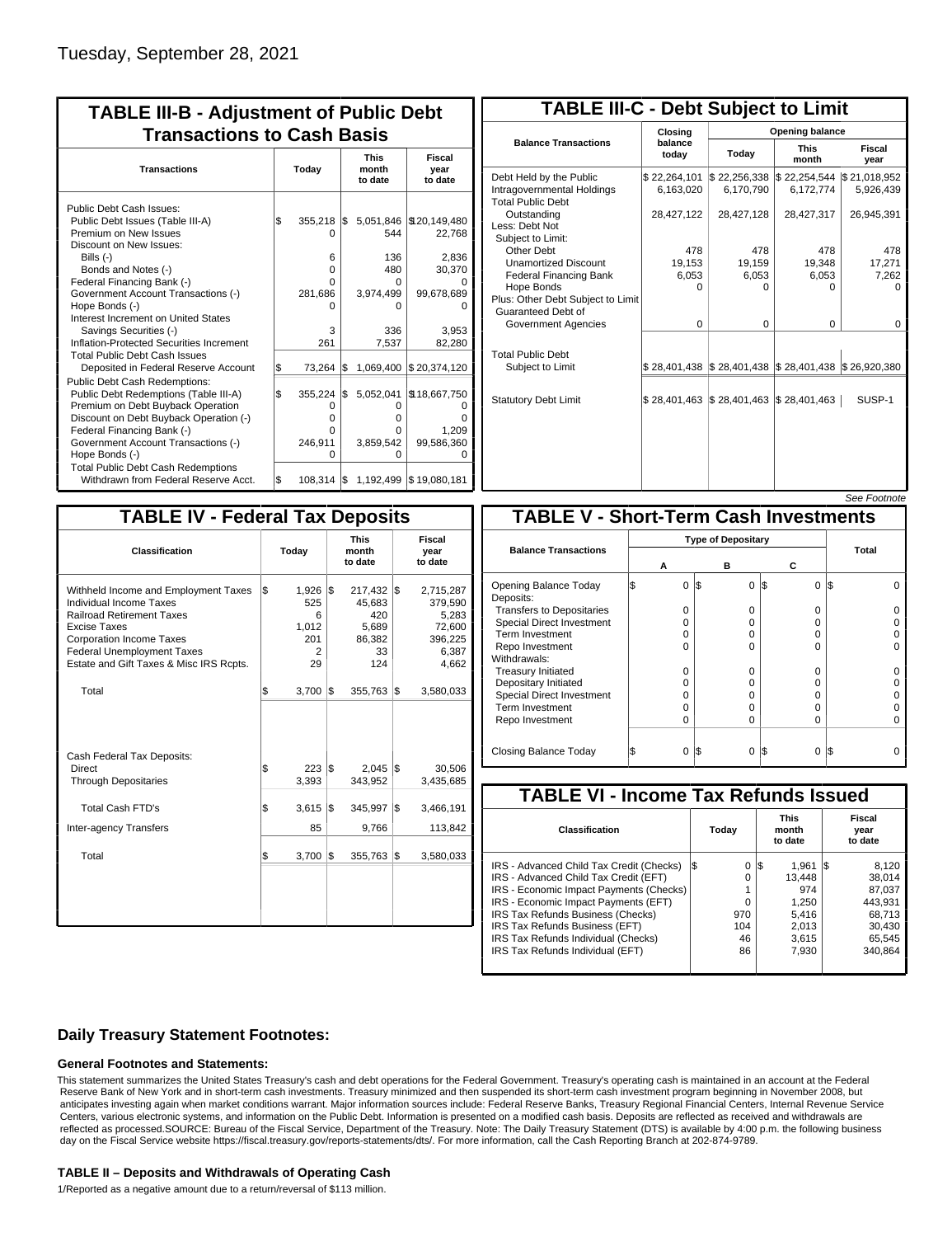Tuesday, September 28, 2021

## TABLE III-B - Adjustment of Public Debt Transactions to Cash Basis

| Transactions | Today | This month to date | Fiscal year to date |
|---|---|---|---|
| Public Debt Cash Issues: | | | |
| Public Debt Issues (Table III-A) | $ 355,218 | $ 5,051,846 | $ 20,149,480 |
| Premium on New Issues | 0 | 544 | 22,768 |
| Discount on New Issues: | | | |
| Bills (-) | 6 | 136 | 2,836 |
| Bonds and Notes (-) | 0 | 480 | 30,370 |
| Federal Financing Bank (-) | 0 | 0 | 0 |
| Government Account Transactions (-) | 281,686 | 3,974,499 | 99,678,689 |
| Hope Bonds (-) | 0 | 0 | 0 |
| Interest Increment on United States Savings Securities (-) | 3 | 336 | 3,953 |
| Inflation-Protected Securities Increment | 261 | 7,537 | 82,280 |
| Total Public Debt Cash Issues Deposited in Federal Reserve Account | $ 73,264 | $ 1,069,400 | $ 20,374,120 |
| Public Debt Cash Redemptions: | | | |
| Public Debt Redemptions (Table III-A) | $ 355,224 | $ 5,052,041 | $ 18,667,750 |
| Premium on Debt Buyback Operation | 0 | 0 | 0 |
| Discount on Debt Buyback Operation (-) | 0 | 0 | 0 |
| Federal Financing Bank (-) | 0 | 0 | 1,209 |
| Government Account Transactions (-) | 246,911 | 3,859,542 | 99,586,360 |
| Hope Bonds (-) | 0 | 0 | 0 |
| Total Public Debt Cash Redemptions Withdrawn from Federal Reserve Acct. | $ 108,314 | $ 1,192,499 | $ 19,080,181 |

## TABLE III-C - Debt Subject to Limit

| Balance Transactions | Closing balance today | Opening balance Today | Opening balance This month | Opening balance Fiscal year |
|---|---|---|---|---|
| Debt Held by the Public | $ 22,264,101 | $ 22,256,338 | $ 22,254,544 | $ 21,018,952 |
| Intragovernmental Holdings | 6,163,020 | 6,170,790 | 6,172,774 | 5,926,439 |
| Total Public Debt Outstanding | 28,427,122 | 28,427,128 | 28,427,317 | 26,945,391 |
| Less: Debt Not Subject to Limit: | | | | |
| Other Debt | 478 | 478 | 478 | 478 |
| Unamortized Discount | 19,153 | 19,159 | 19,348 | 17,271 |
| Federal Financing Bank | 6,053 | 6,053 | 6,053 | 7,262 |
| Hope Bonds | 0 | 0 | 0 | 0 |
| Plus: Other Debt Subject to Limit Guaranteed Debt of Government Agencies | 0 | 0 | 0 | 0 |
| Total Public Debt Subject to Limit | $ 28,401,438 | $ 28,401,438 | $ 28,401,438 | $ 26,920,380 |
| Statutory Debt Limit | $ 28,401,463 | $ 28,401,463 | $ 28,401,463 | SUSP-1 |

*See Footnote*

## TABLE IV - Federal Tax Deposits

| Classification | Today | This month to date | Fiscal year to date |
|---|---|---|---|
| Withheld Income and Employment Taxes | $ 1,926 | $ 217,432 | $ 2,715,287 |
| Individual Income Taxes | 525 | 45,683 | 379,590 |
| Railroad Retirement Taxes | 6 | 420 | 5,283 |
| Excise Taxes | 1,012 | 5,689 | 72,600 |
| Corporation Income Taxes | 201 | 86,382 | 396,225 |
| Federal Unemployment Taxes | 2 | 33 | 6,387 |
| Estate and Gift Taxes & Misc IRS Rcpts. | 29 | 124 | 4,662 |
| Total | $ 3,700 | $ 355,763 | $ 3,580,033 |
| Cash Federal Tax Deposits: | | | |
| Direct | $ 223 | $ 2,045 | $ 30,506 |
| Through Depositaries | 3,393 | 343,952 | 3,435,685 |
| Total Cash FTD's | $ 3,615 | $ 345,997 | $ 3,466,191 |
| Inter-agency Transfers | 85 | 9,766 | 113,842 |
| Total | $ 3,700 | $ 355,763 | $ 3,580,033 |

## TABLE V - Short-Term Cash Investments

| Balance Transactions | Type of Depositary A | B | C | Total |
|---|---|---|---|---|
| Opening Balance Today | $ 0 | $ 0 | $ 0 | $ 0 |
| Deposits: | | | | |
| Transfers to Depositaries | 0 | 0 | 0 | 0 |
| Special Direct Investment | 0 | 0 | 0 | 0 |
| Term Investment | 0 | 0 | 0 | 0 |
| Repo Investment | 0 | 0 | 0 | 0 |
| Withdrawals: | | | | |
| Treasury Initiated | 0 | 0 | 0 | 0 |
| Depositary Initiated | 0 | 0 | 0 | 0 |
| Special Direct Investment | 0 | 0 | 0 | 0 |
| Term Investment | 0 | 0 | 0 | 0 |
| Repo Investment | 0 | 0 | 0 | 0 |
| Closing Balance Today | $ 0 | $ 0 | $ 0 | $ 0 |

## TABLE VI - Income Tax Refunds Issued

| Classification | Today | This month to date | Fiscal year to date |
|---|---|---|---|
| IRS - Advanced Child Tax Credit (Checks) | $ 0 | $ 1,961 | $ 8,120 |
| IRS - Advanced Child Tax Credit (EFT) | 0 | 13,448 | 38,014 |
| IRS - Economic Impact Payments (Checks) | 1 | 974 | 87,037 |
| IRS - Economic Impact Payments (EFT) | 0 | 1,250 | 443,931 |
| IRS Tax Refunds Business (Checks) | 970 | 5,416 | 68,713 |
| IRS Tax Refunds Business (EFT) | 104 | 2,013 | 30,430 |
| IRS Tax Refunds Individual (Checks) | 46 | 3,615 | 65,545 |
| IRS Tax Refunds Individual (EFT) | 86 | 7,930 | 340,864 |

### Daily Treasury Statement Footnotes:

#### General Footnotes and Statements:

This statement summarizes the United States Treasury's cash and debt operations for the Federal Government. Treasury's operating cash is maintained in an account at the Federal Reserve Bank of New York and in short-term cash investments. Treasury minimized and then suspended its short-term cash investment program beginning in November 2008, but anticipates investing again when market conditions warrant. Major information sources include: Federal Reserve Banks, Treasury Regional Financial Centers, Internal Revenue Service Centers, various electronic systems, and information on the Public Debt. Information is presented on a modified cash basis. Deposits are reflected as received and withdrawals are reflected as processed.SOURCE: Bureau of the Fiscal Service, Department of the Treasury. Note: The Daily Treasury Statement (DTS) is available by 4:00 p.m. the following business day on the Fiscal Service website https://fiscal.treasury.gov/reports-statements/dts/. For more information, call the Cash Reporting Branch at 202-874-9789.

#### TABLE II – Deposits and Withdrawals of Operating Cash

1/Reported as a negative amount due to a return/reversal of $113 million.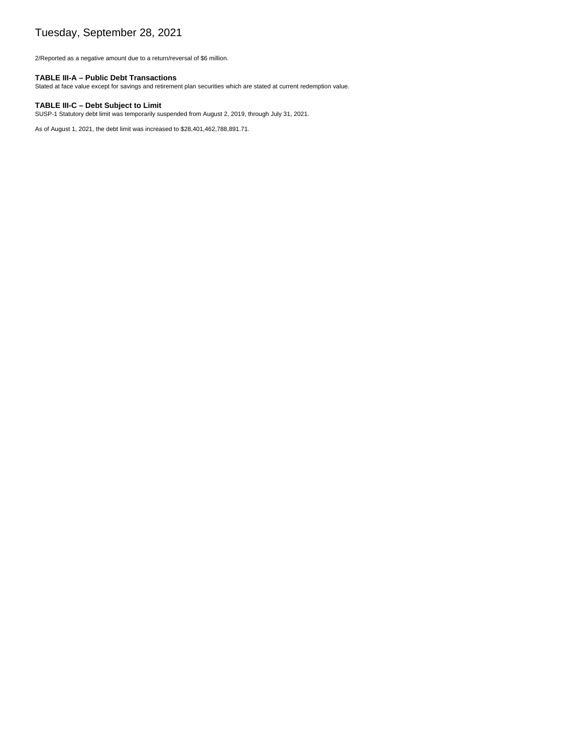Tuesday, September 28, 2021

2/Reported as a negative amount due to a return/reversal of $6 million.

**TABLE III-A – Public Debt Transactions**
Stated at face value except for savings and retirement plan securities which are stated at current redemption value.

**TABLE III-C – Debt Subject to Limit**
SUSP-1 Statutory debt limit was temporarily suspended from August 2, 2019, through July 31, 2021.

As of August 1, 2021, the debt limit was increased to $28,401,462,788,891.71.